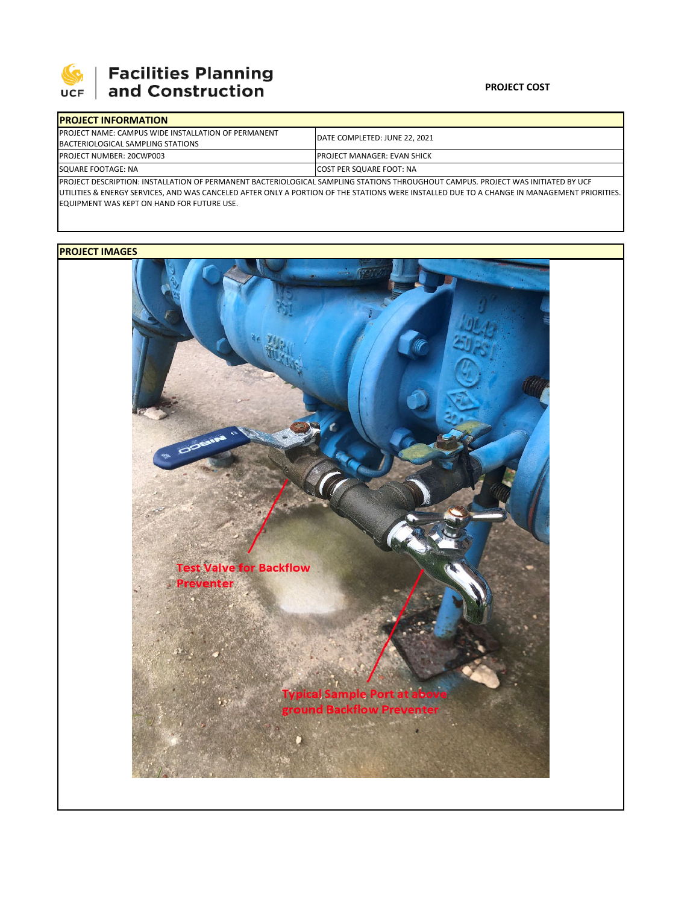UCF Facilities Planning and Construction

**PROJECT COST**

| PROJECT INFORMATION | |
|---|---|
| PROJECT NAME: CAMPUS WIDE INSTALLATION OF PERMANENT BACTERIOLOGICAL SAMPLING STATIONS | DATE COMPLETED: JUNE 22, 2021 |
| PROJECT NUMBER: 20CWP003 | PROJECT MANAGER: EVAN SHICK |
| SQUARE FOOTAGE: NA | COST PER SQUARE FOOT: NA |

PROJECT DESCRIPTION: INSTALLATION OF PERMANENT BACTERIOLOGICAL SAMPLING STATIONS THROUGHOUT CAMPUS. PROJECT WAS INITIATED BY UCF UTILITIES & ENERGY SERVICES, AND WAS CANCELED AFTER ONLY A PORTION OF THE STATIONS WERE INSTALLED DUE TO A CHANGE IN MANAGEMENT PRIORITIES. EQUIPMENT WAS KEPT ON HAND FOR FUTURE USE.

**PROJECT IMAGES**

Test Valve for Backflow Preventer

Typical Sample Port at above ground Backflow Preventer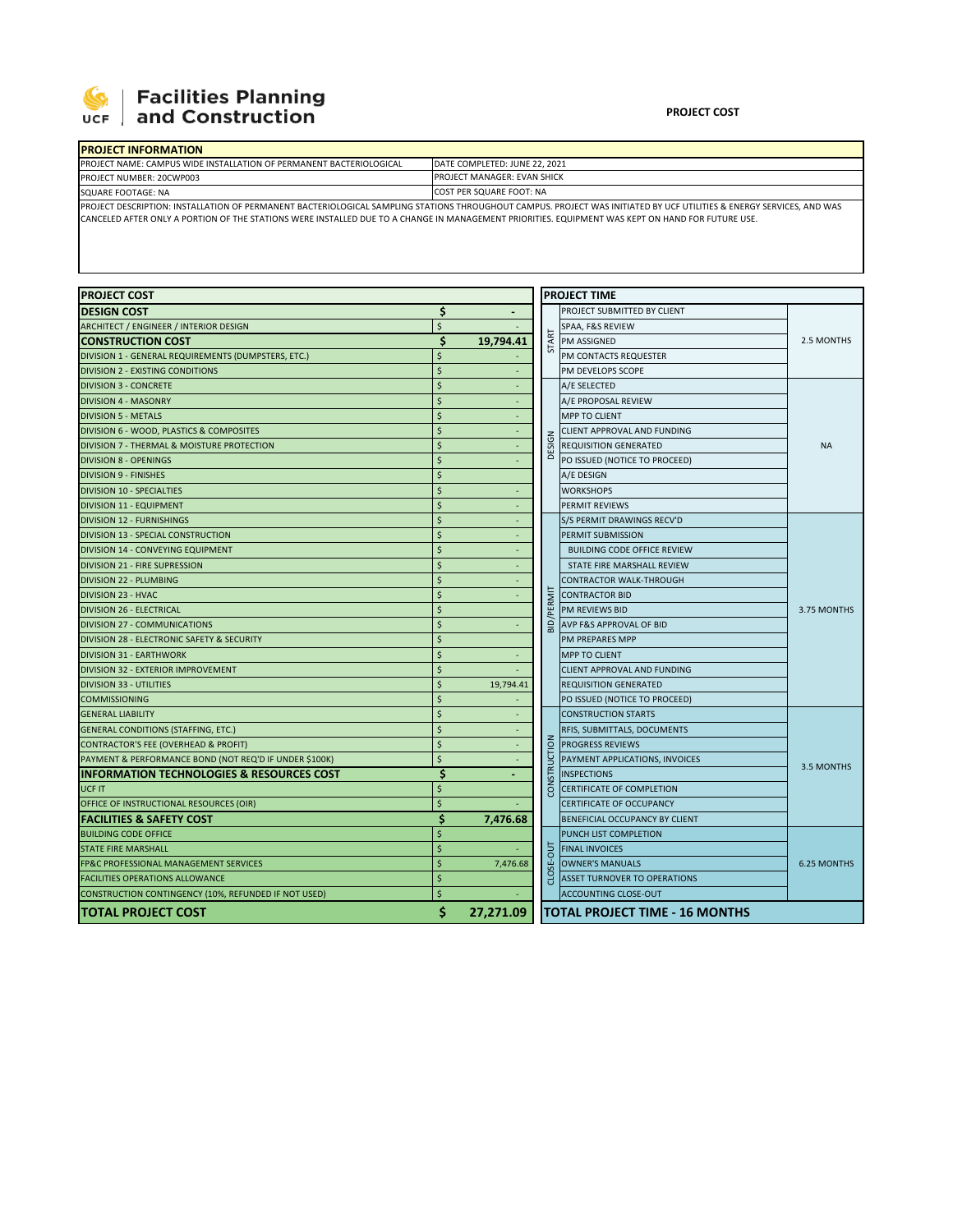**Facilities Planning and Construction**

**PROJECT COST**

| **PROJECT INFORMATION** | |
|---|---|
| PROJECT NAME: CAMPUS WIDE INSTALLATION OF PERMANENT BACTERIOLOGICAL | DATE COMPLETED: JUNE 22, 2021 |
| PROJECT NUMBER: 20CWP003 | PROJECT MANAGER: EVAN SHICK |
| SQUARE FOOTAGE: NA | COST PER SQUARE FOOT: NA |

PROJECT DESCRIPTION: INSTALLATION OF PERMANENT BACTERIOLOGICAL SAMPLING STATIONS THROUGHOUT CAMPUS. PROJECT WAS INITIATED BY UCF UTILITIES & ENERGY SERVICES, AND WAS CANCELED AFTER ONLY A PORTION OF THE STATIONS WERE INSTALLED DUE TO A CHANGE IN MANAGEMENT PRIORITIES. EQUIPMENT WAS KEPT ON HAND FOR FUTURE USE.

| **PROJECT COST** | |
|---|---|
| **DESIGN COST** | **$ -** |
| ARCHITECT / ENGINEER / INTERIOR DESIGN | $ - |
| **CONSTRUCTION COST** | **$ 19,794.41** |
| DIVISION 1 - GENERAL REQUIREMENTS (DUMPSTERS, ETC.) | $ - |
| DIVISION 2 - EXISTING CONDITIONS | $ - |
| DIVISION 3 - CONCRETE | $ - |
| DIVISION 4 - MASONRY | $ - |
| DIVISION 5 - METALS | $ - |
| DIVISION 6 - WOOD, PLASTICS & COMPOSITES | $ - |
| DIVISION 7 - THERMAL & MOISTURE PROTECTION | $ - |
| DIVISION 8 - OPENINGS | $ - |
| DIVISION 9 - FINISHES | $ |
| DIVISION 10 - SPECIALTIES | $ - |
| DIVISION 11 - EQUIPMENT | $ - |
| DIVISION 12 - FURNISHINGS | $ - |
| DIVISION 13 - SPECIAL CONSTRUCTION | $ - |
| DIVISION 14 - CONVEYING EQUIPMENT | $ - |
| DIVISION 21 - FIRE SUPRESSION | $ - |
| DIVISION 22 - PLUMBING | $ - |
| DIVISION 23 - HVAC | $ - |
| DIVISION 26 - ELECTRICAL | $ |
| DIVISION 27 - COMMUNICATIONS | $ - |
| DIVISION 28 - ELECTRONIC SAFETY & SECURITY | $ |
| DIVISION 31 - EARTHWORK | $ - |
| DIVISION 32 - EXTERIOR IMPROVEMENT | $ - |
| DIVISION 33 - UTILITIES | $ 19,794.41 |
| COMMISSIONING | $ - |
| GENERAL LIABILITY | $ - |
| GENERAL CONDITIONS (STAFFING, ETC.) | $ - |
| CONTRACTOR'S FEE (OVERHEAD & PROFIT) | $ - |
| PAYMENT & PERFORMANCE BOND (NOT REQ'D IF UNDER $100K) | $ - |
| **INFORMATION TECHNOLOGIES & RESOURCES COST** | **$ -** |
| UCF IT | $ |
| OFFICE OF INSTRUCTIONAL RESOURCES (OIR) | $ - |
| **FACILITIES & SAFETY COST** | **$ 7,476.68** |
| BUILDING CODE OFFICE | $ |
| STATE FIRE MARSHALL | $ - |
| FP&C PROFESSIONAL MANAGEMENT SERVICES | $ 7,476.68 |
| FACILITIES OPERATIONS ALLOWANCE | $ |
| CONSTRUCTION CONTINGENCY (10%, REFUNDED IF NOT USED) | $ - |
| **TOTAL PROJECT COST** | **$ 27,271.09** |

| **PROJECT TIME** | | |
|---|---|---|
| START | PROJECT SUBMITTED BY CLIENT | 2.5 MONTHS |
| | SPAA, F&S REVIEW | |
| | PM ASSIGNED | |
| | PM CONTACTS REQUESTER | |
| | PM DEVELOPS SCOPE | |
| DESIGN | A/E SELECTED | NA |
| | A/E PROPOSAL REVIEW | |
| | MPP TO CLIENT | |
| | CLIENT APPROVAL AND FUNDING | |
| | REQUISITION GENERATED | |
| | PO ISSUED (NOTICE TO PROCEED) | |
| | A/E DESIGN | |
| | WORKSHOPS | |
| | PERMIT REVIEWS | |
| BID/PERMIT | S/S PERMIT DRAWINGS RECV'D | 3.75 MONTHS |
| | PERMIT SUBMISSION | |
| | BUILDING CODE OFFICE REVIEW | |
| | STATE FIRE MARSHALL REVIEW | |
| | CONTRACTOR WALK-THROUGH | |
| | CONTRACTOR BID | |
| | PM REVIEWS BID | |
| | AVP F&S APPROVAL OF BID | |
| | PM PREPARES MPP | |
| | MPP TO CLIENT | |
| | CLIENT APPROVAL AND FUNDING | |
| | REQUISITION GENERATED | |
| | PO ISSUED (NOTICE TO PROCEED) | |
| CONSTRUCTION | CONSTRUCTION STARTS | 3.5 MONTHS |
| | RFIS, SUBMITTALS, DOCUMENTS | |
| | PROGRESS REVIEWS | |
| | PAYMENT APPLICATIONS, INVOICES | |
| | INSPECTIONS | |
| | CERTIFICATE OF COMPLETION | |
| | CERTIFICATE OF OCCUPANCY | |
| | BENEFICIAL OCCUPANCY BY CLIENT | |
| CLOSE-OUT | PUNCH LIST COMPLETION | 6.25 MONTHS |
| | FINAL INVOICES | |
| | OWNER'S MANUALS | |
| | ASSET TURNOVER TO OPERATIONS | |
| | ACCOUNTING CLOSE-OUT | |
| **TOTAL PROJECT TIME - 16 MONTHS** | | |